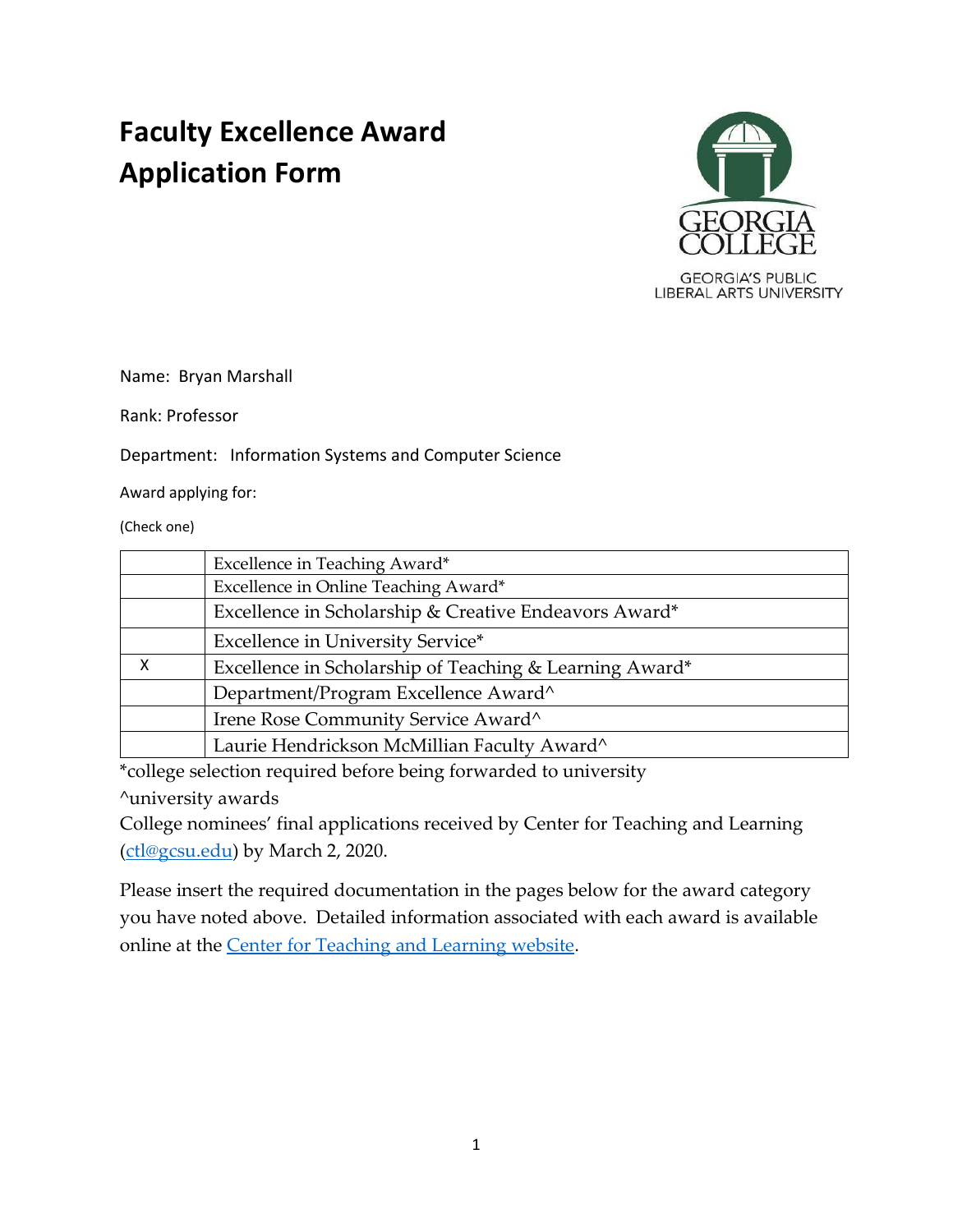# Faculty Excellence Award Application Form

GEORGIA COLLEGE
GEORGIA'S PUBLIC LIBERAL ARTS UNIVERSITY

Name: Bryan Marshall

Rank: Professor

Department: Information Systems and Computer Science

Award applying for:

(Check one)

| | |
|---|---|
| | Excellence in Teaching Award* |
| | Excellence in Online Teaching Award* |
| | Excellence in Scholarship & Creative Endeavors Award* |
| | Excellence in University Service* |
| X | Excellence in Scholarship of Teaching & Learning Award* |
| | Department/Program Excellence Award^ |
| | Irene Rose Community Service Award^ |
| | Laurie Hendrickson McMillian Faculty Award^ |

*college selection required before being forwarded to university

^university awards

College nominees' final applications received by Center for Teaching and Learning (ctl@gcsu.edu) by March 2, 2020.

Please insert the required documentation in the pages below for the award category you have noted above. Detailed information associated with each award is available online at the Center for Teaching and Learning website.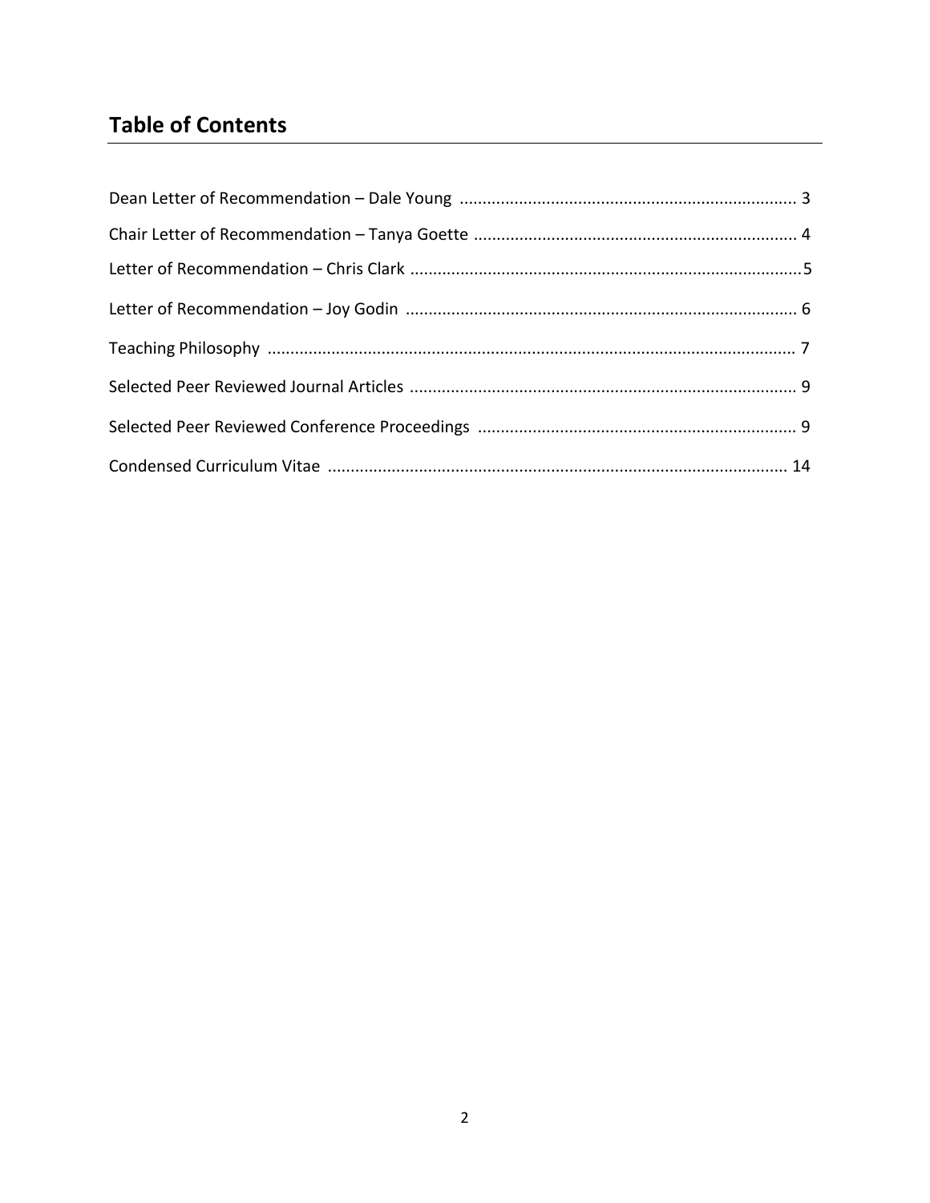## Table of Contents

Dean Letter of Recommendation – Dale Young ........................................................................... 3

Chair Letter of Recommendation – Tanya Goette ....................................................................... 4

Letter of Recommendation – Chris Clark ......................................................................................5

Letter of Recommendation – Joy Godin ...................................................................................... 6

Teaching Philosophy .................................................................................................................. 7

Selected Peer Reviewed Journal Articles .................................................................................... 9

Selected Peer Reviewed Conference Proceedings ...................................................................... 9

Condensed Curriculum Vitae .................................................................................................... 14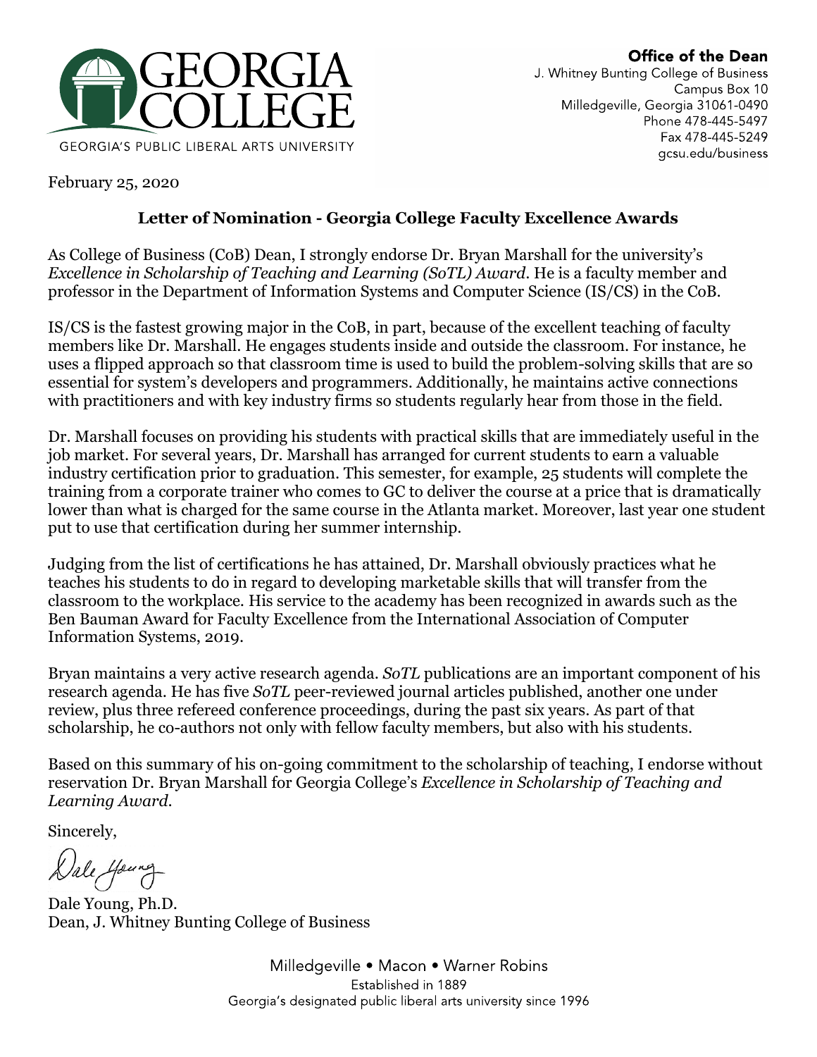GEORGIA COLLEGE

GEORGIA'S PUBLIC LIBERAL ARTS UNIVERSITY

**Office of the Dean**
J. Whitney Bunting College of Business
Campus Box 10
Milledgeville, Georgia 31061-0490
Phone 478-445-5497
Fax 478-445-5249
gcsu.edu/business

February 25, 2020

## Letter of Nomination - Georgia College Faculty Excellence Awards

As College of Business (CoB) Dean, I strongly endorse Dr. Bryan Marshall for the university's *Excellence in Scholarship of Teaching and Learning (SoTL) Award*. He is a faculty member and professor in the Department of Information Systems and Computer Science (IS/CS) in the CoB.

IS/CS is the fastest growing major in the CoB, in part, because of the excellent teaching of faculty members like Dr. Marshall. He engages students inside and outside the classroom. For instance, he uses a flipped approach so that classroom time is used to build the problem-solving skills that are so essential for system's developers and programmers. Additionally, he maintains active connections with practitioners and with key industry firms so students regularly hear from those in the field.

Dr. Marshall focuses on providing his students with practical skills that are immediately useful in the job market. For several years, Dr. Marshall has arranged for current students to earn a valuable industry certification prior to graduation. This semester, for example, 25 students will complete the training from a corporate trainer who comes to GC to deliver the course at a price that is dramatically lower than what is charged for the same course in the Atlanta market. Moreover, last year one student put to use that certification during her summer internship.

Judging from the list of certifications he has attained, Dr. Marshall obviously practices what he teaches his students to do in regard to developing marketable skills that will transfer from the classroom to the workplace. His service to the academy has been recognized in awards such as the Ben Bauman Award for Faculty Excellence from the International Association of Computer Information Systems, 2019.

Bryan maintains a very active research agenda. *SoTL* publications are an important component of his research agenda. He has five *SoTL* peer-reviewed journal articles published, another one under review, plus three refereed conference proceedings, during the past six years. As part of that scholarship, he co-authors not only with fellow faculty members, but also with his students.

Based on this summary of his on-going commitment to the scholarship of teaching, I endorse without reservation Dr. Bryan Marshall for Georgia College's *Excellence in Scholarship of Teaching and Learning Award.*

Sincerely,

Dale Young

Dale Young, Ph.D.
Dean, J. Whitney Bunting College of Business

Milledgeville • Macon • Warner Robins
Established in 1889
Georgia's designated public liberal arts university since 1996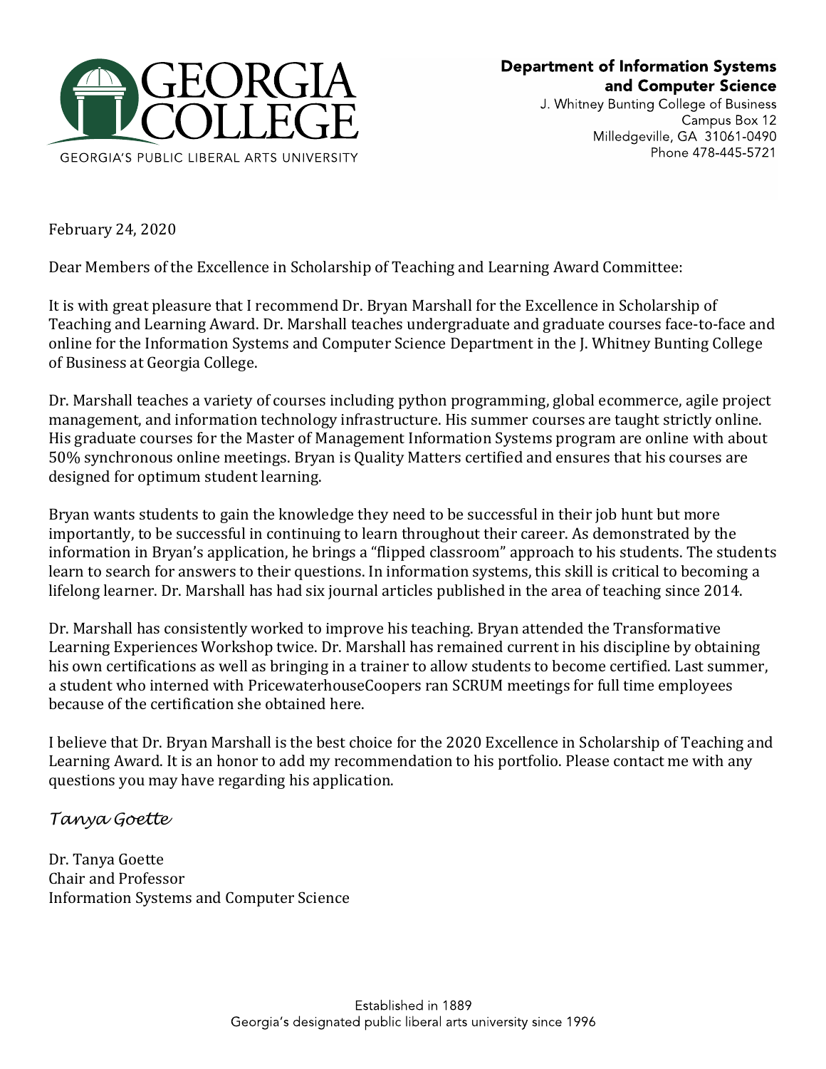**GEORGIA COLLEGE**
GEORGIA'S PUBLIC LIBERAL ARTS UNIVERSITY

**Department of Information Systems and Computer Science**
J. Whitney Bunting College of Business
Campus Box 12
Milledgeville, GA 31061-0490
Phone 478-445-5721

February 24, 2020

Dear Members of the Excellence in Scholarship of Teaching and Learning Award Committee:

It is with great pleasure that I recommend Dr. Bryan Marshall for the Excellence in Scholarship of Teaching and Learning Award. Dr. Marshall teaches undergraduate and graduate courses face-to-face and online for the Information Systems and Computer Science Department in the J. Whitney Bunting College of Business at Georgia College.

Dr. Marshall teaches a variety of courses including python programming, global ecommerce, agile project management, and information technology infrastructure. His summer courses are taught strictly online. His graduate courses for the Master of Management Information Systems program are online with about 50% synchronous online meetings. Bryan is Quality Matters certified and ensures that his courses are designed for optimum student learning.

Bryan wants students to gain the knowledge they need to be successful in their job hunt but more importantly, to be successful in continuing to learn throughout their career. As demonstrated by the information in Bryan's application, he brings a "flipped classroom" approach to his students. The students learn to search for answers to their questions. In information systems, this skill is critical to becoming a lifelong learner. Dr. Marshall has had six journal articles published in the area of teaching since 2014.

Dr. Marshall has consistently worked to improve his teaching. Bryan attended the Transformative Learning Experiences Workshop twice. Dr. Marshall has remained current in his discipline by obtaining his own certifications as well as bringing in a trainer to allow students to become certified. Last summer, a student who interned with PricewaterhouseCoopers ran SCRUM meetings for full time employees because of the certification she obtained here.

I believe that Dr. Bryan Marshall is the best choice for the 2020 Excellence in Scholarship of Teaching and Learning Award. It is an honor to add my recommendation to his portfolio. Please contact me with any questions you may have regarding his application.

*Tanya Goette*

Dr. Tanya Goette
Chair and Professor
Information Systems and Computer Science

Established in 1889
Georgia's designated public liberal arts university since 1996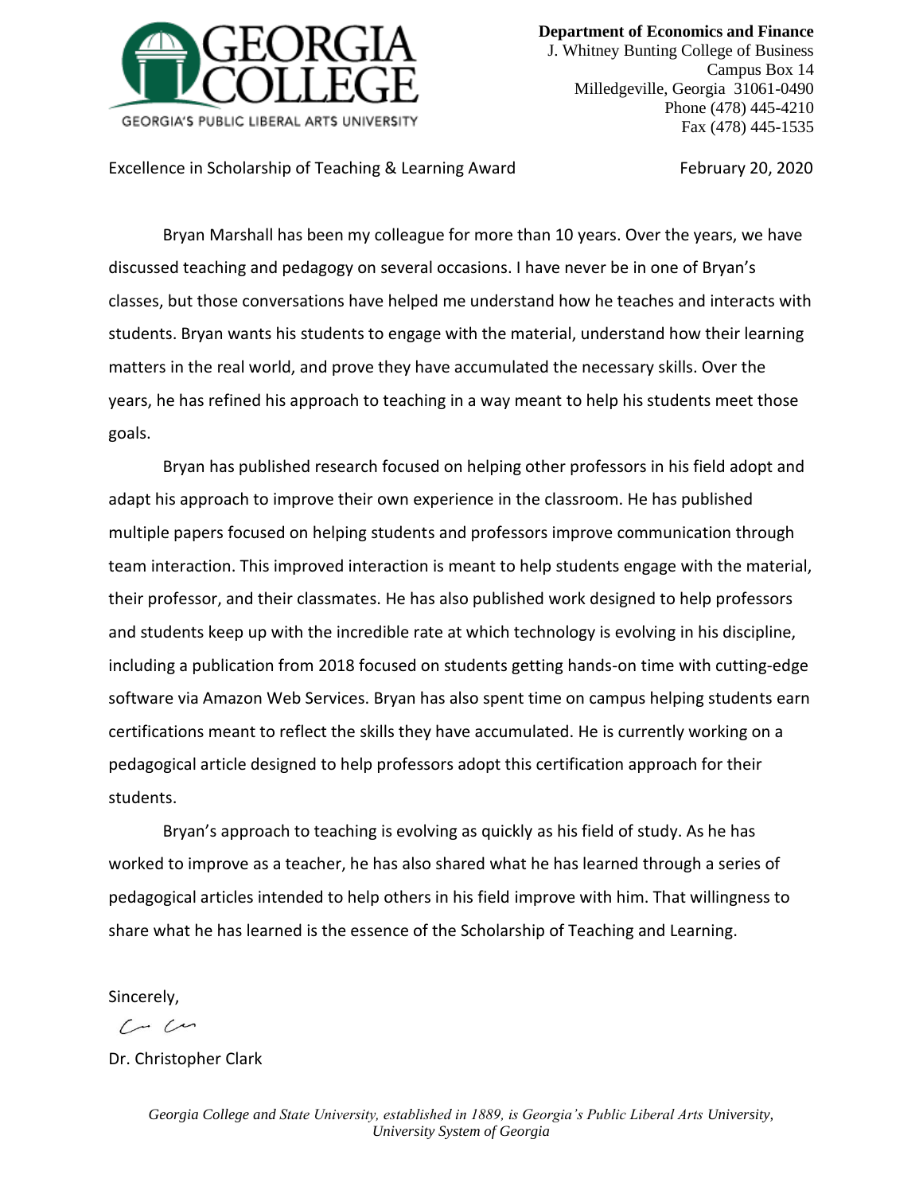GEORGIA COLLEGE
GEORGIA'S PUBLIC LIBERAL ARTS UNIVERSITY

**Department of Economics and Finance**
J. Whitney Bunting College of Business
Campus Box 14
Milledgeville, Georgia 31061-0490
Phone (478) 445-4210
Fax (478) 445-1535

Excellence in Scholarship of Teaching & Learning Award

February 20, 2020

Bryan Marshall has been my colleague for more than 10 years. Over the years, we have discussed teaching and pedagogy on several occasions. I have never be in one of Bryan's classes, but those conversations have helped me understand how he teaches and interacts with students. Bryan wants his students to engage with the material, understand how their learning matters in the real world, and prove they have accumulated the necessary skills. Over the years, he has refined his approach to teaching in a way meant to help his students meet those goals.

Bryan has published research focused on helping other professors in his field adopt and adapt his approach to improve their own experience in the classroom. He has published multiple papers focused on helping students and professors improve communication through team interaction. This improved interaction is meant to help students engage with the material, their professor, and their classmates. He has also published work designed to help professors and students keep up with the incredible rate at which technology is evolving in his discipline, including a publication from 2018 focused on students getting hands-on time with cutting-edge software via Amazon Web Services. Bryan has also spent time on campus helping students earn certifications meant to reflect the skills they have accumulated. He is currently working on a pedagogical article designed to help professors adopt this certification approach for their students.

Bryan's approach to teaching is evolving as quickly as his field of study. As he has worked to improve as a teacher, he has also shared what he has learned through a series of pedagogical articles intended to help others in his field improve with him. That willingness to share what he has learned is the essence of the Scholarship of Teaching and Learning.

Sincerely,

Dr. Christopher Clark

*Georgia College and State University, established in 1889, is Georgia's Public Liberal Arts University, University System of Georgia*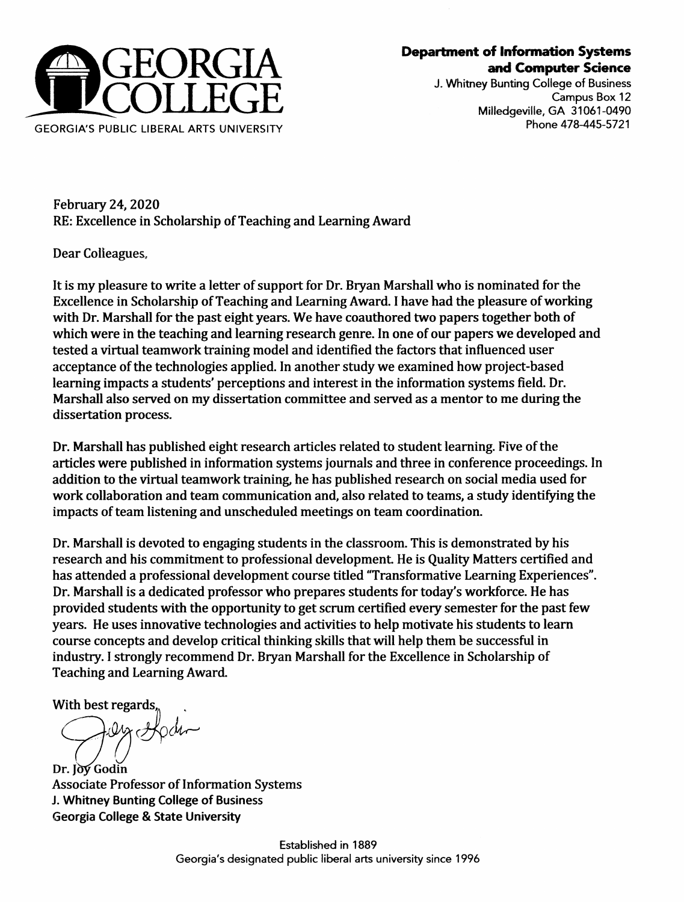**GEORGIA COLLEGE**

GEORGIA'S PUBLIC LIBERAL ARTS UNIVERSITY

**Department of Information Systems and Computer Science**
J. Whitney Bunting College of Business
Campus Box 12
Milledgeville, GA 31061-0490
Phone 478-445-5721

February 24, 2020
RE: Excellence in Scholarship of Teaching and Learning Award

Dear Colleagues,

It is my pleasure to write a letter of support for Dr. Bryan Marshall who is nominated for the Excellence in Scholarship of Teaching and Learning Award. I have had the pleasure of working with Dr. Marshall for the past eight years. We have coauthored two papers together both of which were in the teaching and learning research genre. In one of our papers we developed and tested a virtual teamwork training model and identified the factors that influenced user acceptance of the technologies applied. In another study we examined how project-based learning impacts a students' perceptions and interest in the information systems field. Dr. Marshall also served on my dissertation committee and served as a mentor to me during the dissertation process.

Dr. Marshall has published eight research articles related to student learning. Five of the articles were published in information systems journals and three in conference proceedings. In addition to the virtual teamwork training, he has published research on social media used for work collaboration and team communication and, also related to teams, a study identifying the impacts of team listening and unscheduled meetings on team coordination.

Dr. Marshall is devoted to engaging students in the classroom. This is demonstrated by his research and his commitment to professional development. He is Quality Matters certified and has attended a professional development course titled "Transformative Learning Experiences". Dr. Marshall is a dedicated professor who prepares students for today's workforce. He has provided students with the opportunity to get scrum certified every semester for the past few years. He uses innovative technologies and activities to help motivate his students to learn course concepts and develop critical thinking skills that will help them be successful in industry. I strongly recommend Dr. Bryan Marshall for the Excellence in Scholarship of Teaching and Learning Award.

With best regards,

Dr. Joy Godin
Associate Professor of Information Systems
J. Whitney Bunting College of Business
Georgia College & State University

Established in 1889
Georgia's designated public liberal arts university since 1996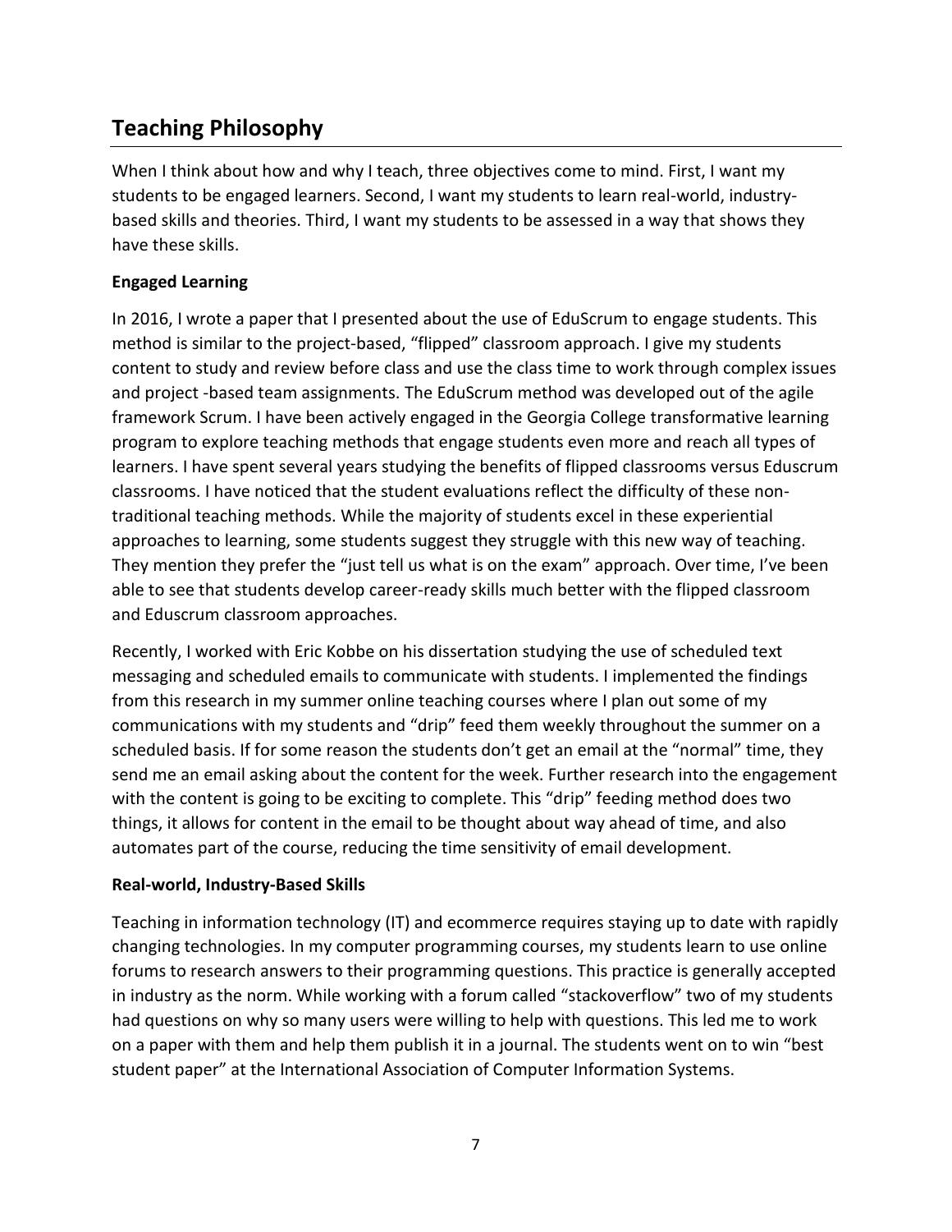## Teaching Philosophy

When I think about how and why I teach, three objectives come to mind. First, I want my students to be engaged learners. Second, I want my students to learn real-world, industry-based skills and theories. Third, I want my students to be assessed in a way that shows they have these skills.

### Engaged Learning

In 2016, I wrote a paper that I presented about the use of EduScrum to engage students. This method is similar to the project-based, "flipped" classroom approach. I give my students content to study and review before class and use the class time to work through complex issues and project -based team assignments. The EduScrum method was developed out of the agile framework Scrum. I have been actively engaged in the Georgia College transformative learning program to explore teaching methods that engage students even more and reach all types of learners. I have spent several years studying the benefits of flipped classrooms versus Eduscrum classrooms. I have noticed that the student evaluations reflect the difficulty of these non-traditional teaching methods. While the majority of students excel in these experiential approaches to learning, some students suggest they struggle with this new way of teaching. They mention they prefer the "just tell us what is on the exam" approach. Over time, I've been able to see that students develop career-ready skills much better with the flipped classroom and Eduscrum classroom approaches.

Recently, I worked with Eric Kobbe on his dissertation studying the use of scheduled text messaging and scheduled emails to communicate with students. I implemented the findings from this research in my summer online teaching courses where I plan out some of my communications with my students and "drip" feed them weekly throughout the summer on a scheduled basis. If for some reason the students don't get an email at the "normal" time, they send me an email asking about the content for the week. Further research into the engagement with the content is going to be exciting to complete. This "drip" feeding method does two things, it allows for content in the email to be thought about way ahead of time, and also automates part of the course, reducing the time sensitivity of email development.

### Real-world, Industry-Based Skills

Teaching in information technology (IT) and ecommerce requires staying up to date with rapidly changing technologies. In my computer programming courses, my students learn to use online forums to research answers to their programming questions. This practice is generally accepted in industry as the norm. While working with a forum called "stackoverflow" two of my students had questions on why so many users were willing to help with questions. This led me to work on a paper with them and help them publish it in a journal. The students went on to win "best student paper" at the International Association of Computer Information Systems.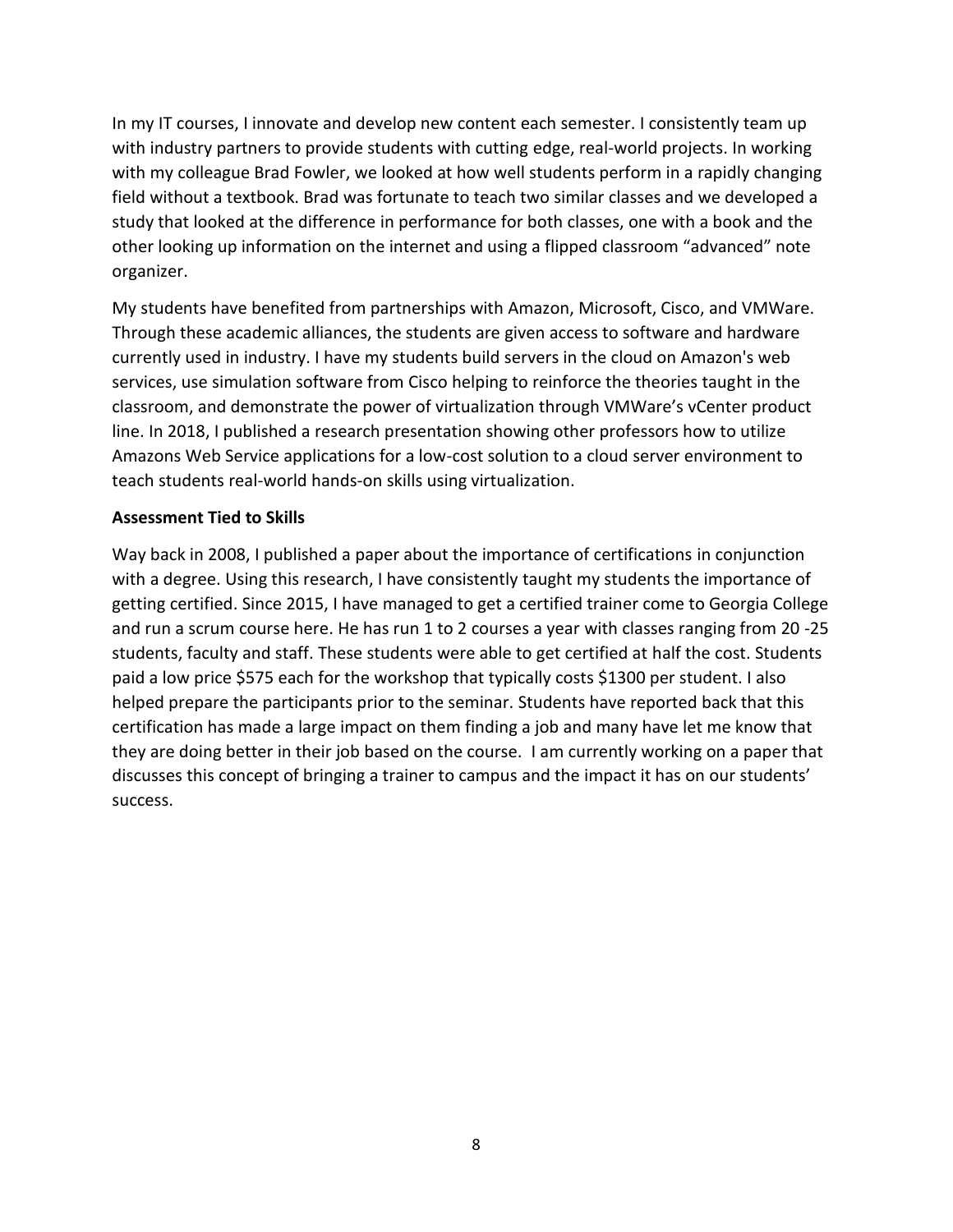In my IT courses, I innovate and develop new content each semester. I consistently team up with industry partners to provide students with cutting edge, real-world projects. In working with my colleague Brad Fowler, we looked at how well students perform in a rapidly changing field without a textbook. Brad was fortunate to teach two similar classes and we developed a study that looked at the difference in performance for both classes, one with a book and the other looking up information on the internet and using a flipped classroom "advanced" note organizer.

My students have benefited from partnerships with Amazon, Microsoft, Cisco, and VMWare. Through these academic alliances, the students are given access to software and hardware currently used in industry. I have my students build servers in the cloud on Amazon's web services, use simulation software from Cisco helping to reinforce the theories taught in the classroom, and demonstrate the power of virtualization through VMWare's vCenter product line. In 2018, I published a research presentation showing other professors how to utilize Amazons Web Service applications for a low-cost solution to a cloud server environment to teach students real-world hands-on skills using virtualization.

**Assessment Tied to Skills**

Way back in 2008, I published a paper about the importance of certifications in conjunction with a degree. Using this research, I have consistently taught my students the importance of getting certified. Since 2015, I have managed to get a certified trainer come to Georgia College and run a scrum course here. He has run 1 to 2 courses a year with classes ranging from 20 -25 students, faculty and staff. These students were able to get certified at half the cost. Students paid a low price $575 each for the workshop that typically costs $1300 per student. I also helped prepare the participants prior to the seminar. Students have reported back that this certification has made a large impact on them finding a job and many have let me know that they are doing better in their job based on the course. I am currently working on a paper that discusses this concept of bringing a trainer to campus and the impact it has on our students' success.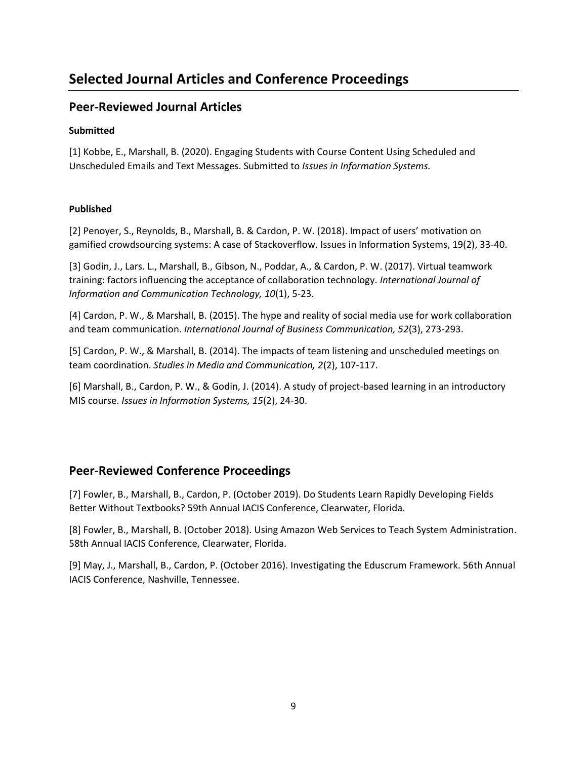# Selected Journal Articles and Conference Proceedings

## Peer-Reviewed Journal Articles

**Submitted**

[1] Kobbe, E., Marshall, B. (2020). Engaging Students with Course Content Using Scheduled and Unscheduled Emails and Text Messages. Submitted to *Issues in Information Systems.*

**Published**

[2] Penoyer, S., Reynolds, B., Marshall, B. & Cardon, P. W. (2018). Impact of users' motivation on gamified crowdsourcing systems: A case of Stackoverflow. Issues in Information Systems, 19(2), 33-40.

[3] Godin, J., Lars. L., Marshall, B., Gibson, N., Poddar, A., & Cardon, P. W. (2017). Virtual teamwork training: factors influencing the acceptance of collaboration technology. *International Journal of Information and Communication Technology, 10*(1), 5-23.

[4] Cardon, P. W., & Marshall, B. (2015). The hype and reality of social media use for work collaboration and team communication. *International Journal of Business Communication, 52*(3), 273-293.

[5] Cardon, P. W., & Marshall, B. (2014). The impacts of team listening and unscheduled meetings on team coordination. *Studies in Media and Communication, 2*(2), 107-117.

[6] Marshall, B., Cardon, P. W., & Godin, J. (2014). A study of project-based learning in an introductory MIS course. *Issues in Information Systems, 15*(2), 24-30.

## Peer-Reviewed Conference Proceedings

[7] Fowler, B., Marshall, B., Cardon, P. (October 2019). Do Students Learn Rapidly Developing Fields Better Without Textbooks? 59th Annual IACIS Conference, Clearwater, Florida.

[8] Fowler, B., Marshall, B. (October 2018). Using Amazon Web Services to Teach System Administration. 58th Annual IACIS Conference, Clearwater, Florida.

[9] May, J., Marshall, B., Cardon, P. (October 2016). Investigating the Eduscrum Framework. 56th Annual IACIS Conference, Nashville, Tennessee.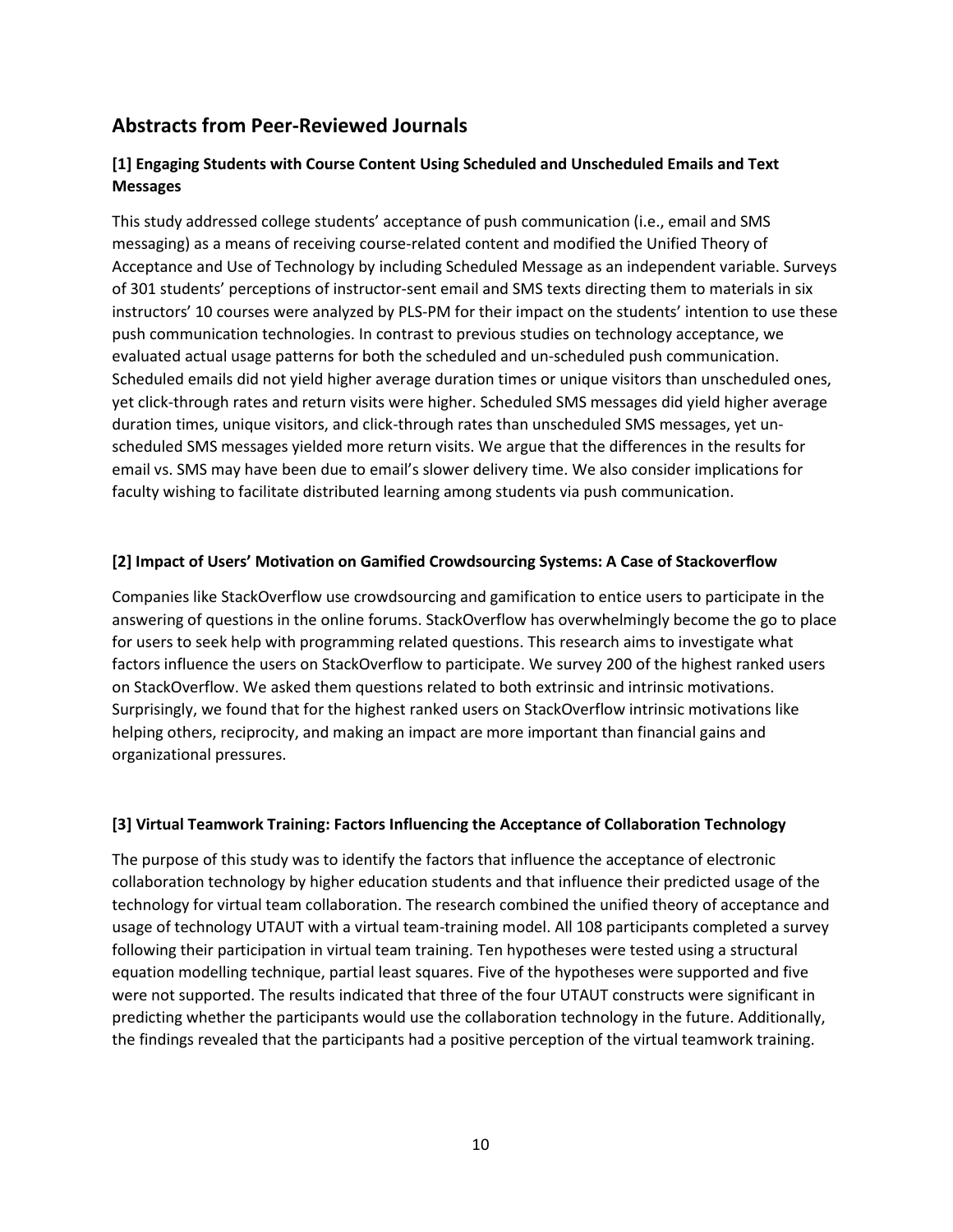## Abstracts from Peer-Reviewed Journals

### [1] Engaging Students with Course Content Using Scheduled and Unscheduled Emails and Text Messages

This study addressed college students' acceptance of push communication (i.e., email and SMS messaging) as a means of receiving course-related content and modified the Unified Theory of Acceptance and Use of Technology by including Scheduled Message as an independent variable. Surveys of 301 students' perceptions of instructor-sent email and SMS texts directing them to materials in six instructors' 10 courses were analyzed by PLS-PM for their impact on the students' intention to use these push communication technologies. In contrast to previous studies on technology acceptance, we evaluated actual usage patterns for both the scheduled and un-scheduled push communication. Scheduled emails did not yield higher average duration times or unique visitors than unscheduled ones, yet click-through rates and return visits were higher. Scheduled SMS messages did yield higher average duration times, unique visitors, and click-through rates than unscheduled SMS messages, yet un-scheduled SMS messages yielded more return visits. We argue that the differences in the results for email vs. SMS may have been due to email's slower delivery time. We also consider implications for faculty wishing to facilitate distributed learning among students via push communication.

### [2] Impact of Users' Motivation on Gamified Crowdsourcing Systems: A Case of Stackoverflow

Companies like StackOverflow use crowdsourcing and gamification to entice users to participate in the answering of questions in the online forums. StackOverflow has overwhelmingly become the go to place for users to seek help with programming related questions. This research aims to investigate what factors influence the users on StackOverflow to participate. We survey 200 of the highest ranked users on StackOverflow. We asked them questions related to both extrinsic and intrinsic motivations. Surprisingly, we found that for the highest ranked users on StackOverflow intrinsic motivations like helping others, reciprocity, and making an impact are more important than financial gains and organizational pressures.

### [3] Virtual Teamwork Training: Factors Influencing the Acceptance of Collaboration Technology

The purpose of this study was to identify the factors that influence the acceptance of electronic collaboration technology by higher education students and that influence their predicted usage of the technology for virtual team collaboration. The research combined the unified theory of acceptance and usage of technology UTAUT with a virtual team-training model. All 108 participants completed a survey following their participation in virtual team training. Ten hypotheses were tested using a structural equation modelling technique, partial least squares. Five of the hypotheses were supported and five were not supported. The results indicated that three of the four UTAUT constructs were significant in predicting whether the participants would use the collaboration technology in the future. Additionally, the findings revealed that the participants had a positive perception of the virtual teamwork training.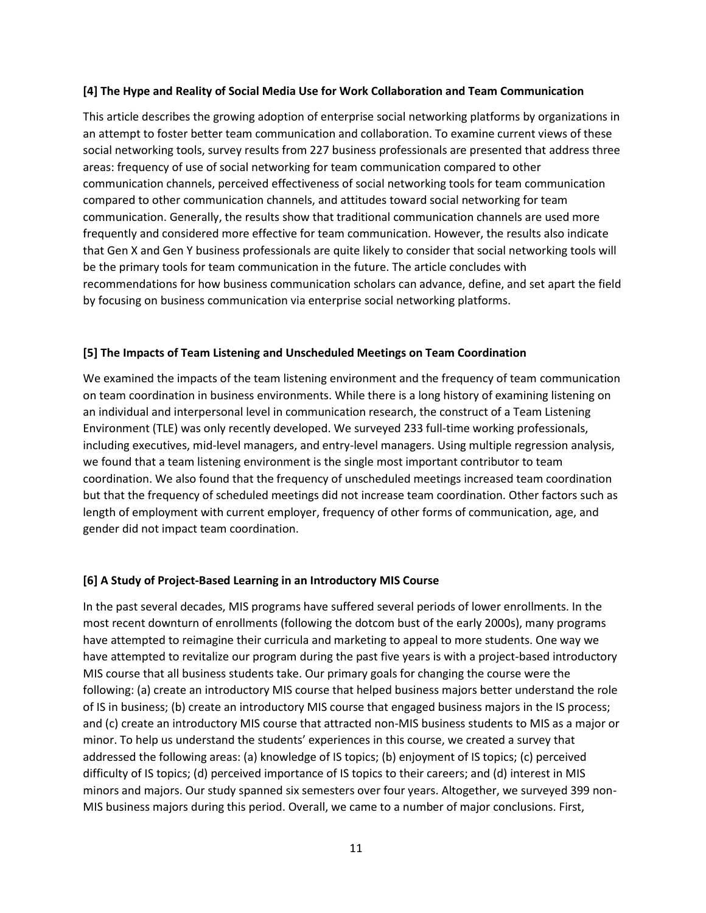**[4] The Hype and Reality of Social Media Use for Work Collaboration and Team Communication**

This article describes the growing adoption of enterprise social networking platforms by organizations in an attempt to foster better team communication and collaboration. To examine current views of these social networking tools, survey results from 227 business professionals are presented that address three areas: frequency of use of social networking for team communication compared to other communication channels, perceived effectiveness of social networking tools for team communication compared to other communication channels, and attitudes toward social networking for team communication. Generally, the results show that traditional communication channels are used more frequently and considered more effective for team communication. However, the results also indicate that Gen X and Gen Y business professionals are quite likely to consider that social networking tools will be the primary tools for team communication in the future. The article concludes with recommendations for how business communication scholars can advance, define, and set apart the field by focusing on business communication via enterprise social networking platforms.

**[5] The Impacts of Team Listening and Unscheduled Meetings on Team Coordination**

We examined the impacts of the team listening environment and the frequency of team communication on team coordination in business environments. While there is a long history of examining listening on an individual and interpersonal level in communication research, the construct of a Team Listening Environment (TLE) was only recently developed. We surveyed 233 full-time working professionals, including executives, mid-level managers, and entry-level managers. Using multiple regression analysis, we found that a team listening environment is the single most important contributor to team coordination. We also found that the frequency of unscheduled meetings increased team coordination but that the frequency of scheduled meetings did not increase team coordination. Other factors such as length of employment with current employer, frequency of other forms of communication, age, and gender did not impact team coordination.

**[6] A Study of Project-Based Learning in an Introductory MIS Course**

In the past several decades, MIS programs have suffered several periods of lower enrollments. In the most recent downturn of enrollments (following the dotcom bust of the early 2000s), many programs have attempted to reimagine their curricula and marketing to appeal to more students. One way we have attempted to revitalize our program during the past five years is with a project-based introductory MIS course that all business students take. Our primary goals for changing the course were the following: (a) create an introductory MIS course that helped business majors better understand the role of IS in business; (b) create an introductory MIS course that engaged business majors in the IS process; and (c) create an introductory MIS course that attracted non-MIS business students to MIS as a major or minor. To help us understand the students' experiences in this course, we created a survey that addressed the following areas: (a) knowledge of IS topics; (b) enjoyment of IS topics; (c) perceived difficulty of IS topics; (d) perceived importance of IS topics to their careers; and (d) interest in MIS minors and majors. Our study spanned six semesters over four years. Altogether, we surveyed 399 non-MIS business majors during this period. Overall, we came to a number of major conclusions. First,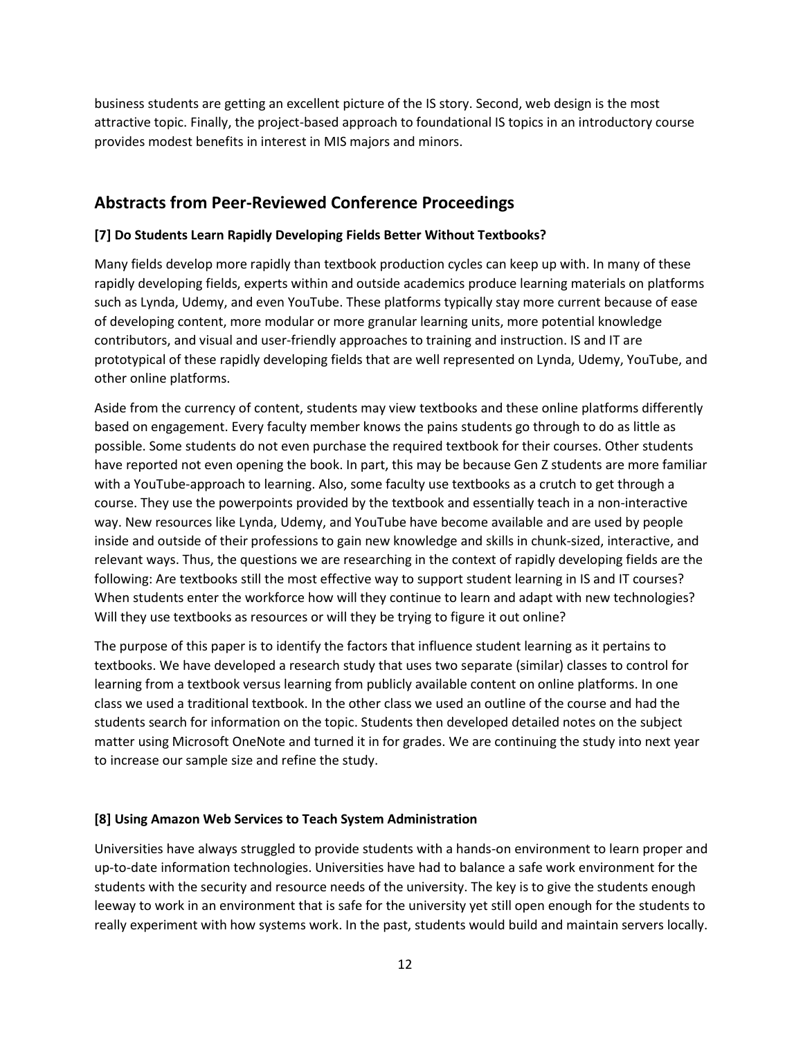business students are getting an excellent picture of the IS story. Second, web design is the most attractive topic. Finally, the project-based approach to foundational IS topics in an introductory course provides modest benefits in interest in MIS majors and minors.

## Abstracts from Peer-Reviewed Conference Proceedings

**[7] Do Students Learn Rapidly Developing Fields Better Without Textbooks?**

Many fields develop more rapidly than textbook production cycles can keep up with. In many of these rapidly developing fields, experts within and outside academics produce learning materials on platforms such as Lynda, Udemy, and even YouTube. These platforms typically stay more current because of ease of developing content, more modular or more granular learning units, more potential knowledge contributors, and visual and user-friendly approaches to training and instruction. IS and IT are prototypical of these rapidly developing fields that are well represented on Lynda, Udemy, YouTube, and other online platforms.

Aside from the currency of content, students may view textbooks and these online platforms differently based on engagement. Every faculty member knows the pains students go through to do as little as possible. Some students do not even purchase the required textbook for their courses. Other students have reported not even opening the book. In part, this may be because Gen Z students are more familiar with a YouTube-approach to learning. Also, some faculty use textbooks as a crutch to get through a course. They use the powerpoints provided by the textbook and essentially teach in a non-interactive way. New resources like Lynda, Udemy, and YouTube have become available and are used by people inside and outside of their professions to gain new knowledge and skills in chunk-sized, interactive, and relevant ways. Thus, the questions we are researching in the context of rapidly developing fields are the following: Are textbooks still the most effective way to support student learning in IS and IT courses? When students enter the workforce how will they continue to learn and adapt with new technologies? Will they use textbooks as resources or will they be trying to figure it out online?

The purpose of this paper is to identify the factors that influence student learning as it pertains to textbooks. We have developed a research study that uses two separate (similar) classes to control for learning from a textbook versus learning from publicly available content on online platforms. In one class we used a traditional textbook. In the other class we used an outline of the course and had the students search for information on the topic. Students then developed detailed notes on the subject matter using Microsoft OneNote and turned it in for grades. We are continuing the study into next year to increase our sample size and refine the study.

**[8] Using Amazon Web Services to Teach System Administration**

Universities have always struggled to provide students with a hands-on environment to learn proper and up-to-date information technologies. Universities have had to balance a safe work environment for the students with the security and resource needs of the university. The key is to give the students enough leeway to work in an environment that is safe for the university yet still open enough for the students to really experiment with how systems work. In the past, students would build and maintain servers locally.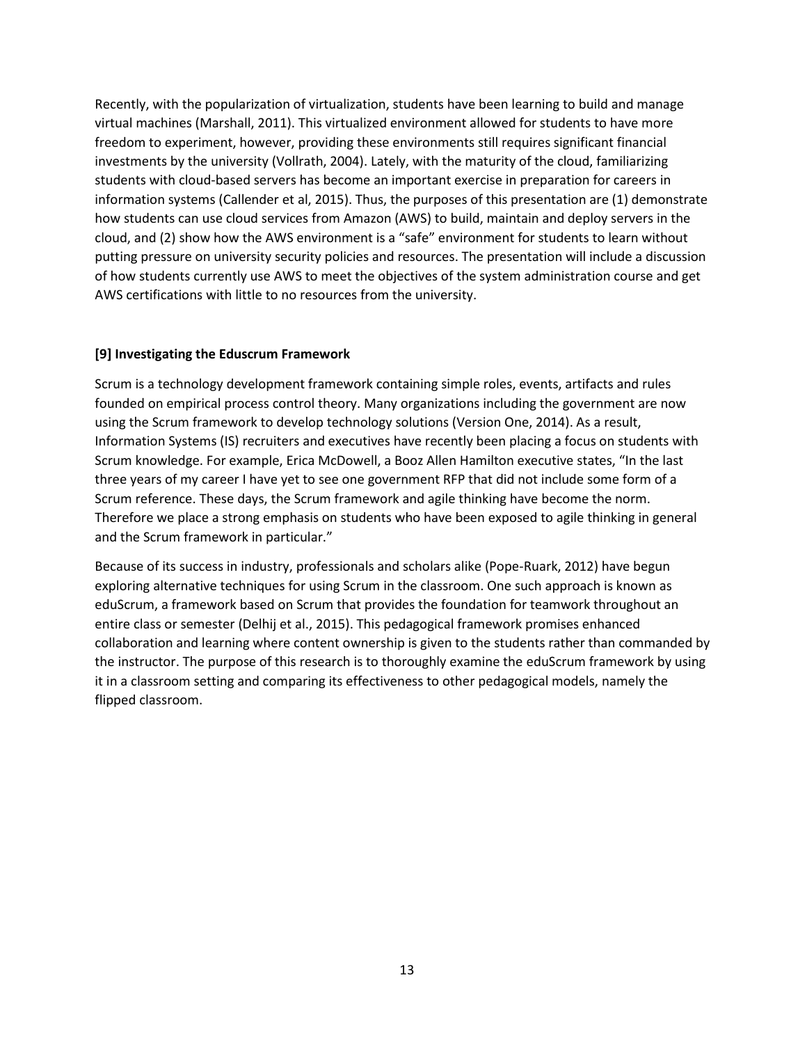Recently, with the popularization of virtualization, students have been learning to build and manage virtual machines (Marshall, 2011). This virtualized environment allowed for students to have more freedom to experiment, however, providing these environments still requires significant financial investments by the university (Vollrath, 2004). Lately, with the maturity of the cloud, familiarizing students with cloud-based servers has become an important exercise in preparation for careers in information systems (Callender et al, 2015). Thus, the purposes of this presentation are (1) demonstrate how students can use cloud services from Amazon (AWS) to build, maintain and deploy servers in the cloud, and (2) show how the AWS environment is a "safe" environment for students to learn without putting pressure on university security policies and resources. The presentation will include a discussion of how students currently use AWS to meet the objectives of the system administration course and get AWS certifications with little to no resources from the university.

### [9] Investigating the Eduscrum Framework

Scrum is a technology development framework containing simple roles, events, artifacts and rules founded on empirical process control theory. Many organizations including the government are now using the Scrum framework to develop technology solutions (Version One, 2014). As a result, Information Systems (IS) recruiters and executives have recently been placing a focus on students with Scrum knowledge. For example, Erica McDowell, a Booz Allen Hamilton executive states, "In the last three years of my career I have yet to see one government RFP that did not include some form of a Scrum reference. These days, the Scrum framework and agile thinking have become the norm. Therefore we place a strong emphasis on students who have been exposed to agile thinking in general and the Scrum framework in particular."

Because of its success in industry, professionals and scholars alike (Pope-Ruark, 2012) have begun exploring alternative techniques for using Scrum in the classroom. One such approach is known as eduScrum, a framework based on Scrum that provides the foundation for teamwork throughout an entire class or semester (Delhij et al., 2015). This pedagogical framework promises enhanced collaboration and learning where content ownership is given to the students rather than commanded by the instructor. The purpose of this research is to thoroughly examine the eduScrum framework by using it in a classroom setting and comparing its effectiveness to other pedagogical models, namely the flipped classroom.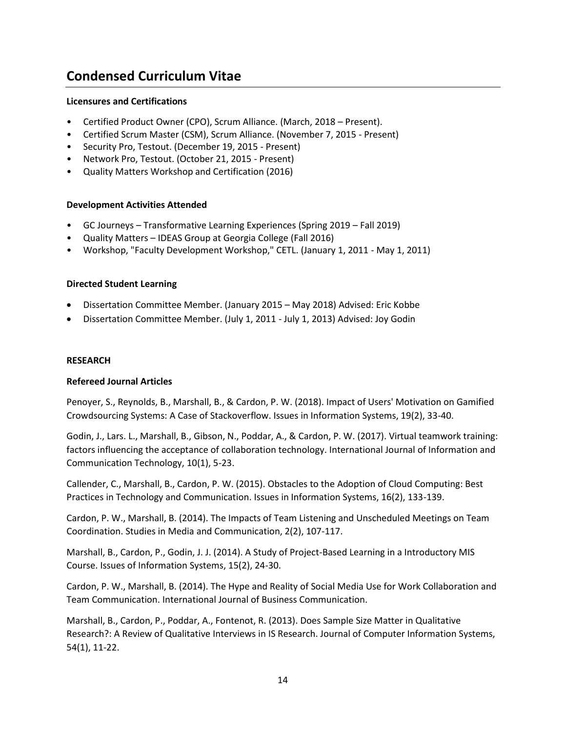# Condensed Curriculum Vitae

**Licensures and Certifications**

- Certified Product Owner (CPO), Scrum Alliance. (March, 2018 – Present).
- Certified Scrum Master (CSM), Scrum Alliance. (November 7, 2015 - Present)
- Security Pro, Testout. (December 19, 2015 - Present)
- Network Pro, Testout. (October 21, 2015 - Present)
- Quality Matters Workshop and Certification (2016)

**Development Activities Attended**

- GC Journeys – Transformative Learning Experiences (Spring 2019 – Fall 2019)
- Quality Matters – IDEAS Group at Georgia College (Fall 2016)
- Workshop, "Faculty Development Workshop," CETL. (January 1, 2011 - May 1, 2011)

**Directed Student Learning**

- Dissertation Committee Member. (January 2015 – May 2018) Advised: Eric Kobbe
- Dissertation Committee Member. (July 1, 2011 - July 1, 2013) Advised: Joy Godin

**RESEARCH**

**Refereed Journal Articles**

Penoyer, S., Reynolds, B., Marshall, B., & Cardon, P. W. (2018). Impact of Users' Motivation on Gamified Crowdsourcing Systems: A Case of Stackoverflow. Issues in Information Systems, 19(2), 33-40.

Godin, J., Lars. L., Marshall, B., Gibson, N., Poddar, A., & Cardon, P. W. (2017). Virtual teamwork training: factors influencing the acceptance of collaboration technology. International Journal of Information and Communication Technology, 10(1), 5-23.

Callender, C., Marshall, B., Cardon, P. W. (2015). Obstacles to the Adoption of Cloud Computing: Best Practices in Technology and Communication. Issues in Information Systems, 16(2), 133-139.

Cardon, P. W., Marshall, B. (2014). The Impacts of Team Listening and Unscheduled Meetings on Team Coordination. Studies in Media and Communication, 2(2), 107-117.

Marshall, B., Cardon, P., Godin, J. J. (2014). A Study of Project-Based Learning in a Introductory MIS Course. Issues of Information Systems, 15(2), 24-30.

Cardon, P. W., Marshall, B. (2014). The Hype and Reality of Social Media Use for Work Collaboration and Team Communication. International Journal of Business Communication.

Marshall, B., Cardon, P., Poddar, A., Fontenot, R. (2013). Does Sample Size Matter in Qualitative Research?: A Review of Qualitative Interviews in IS Research. Journal of Computer Information Systems, 54(1), 11-22.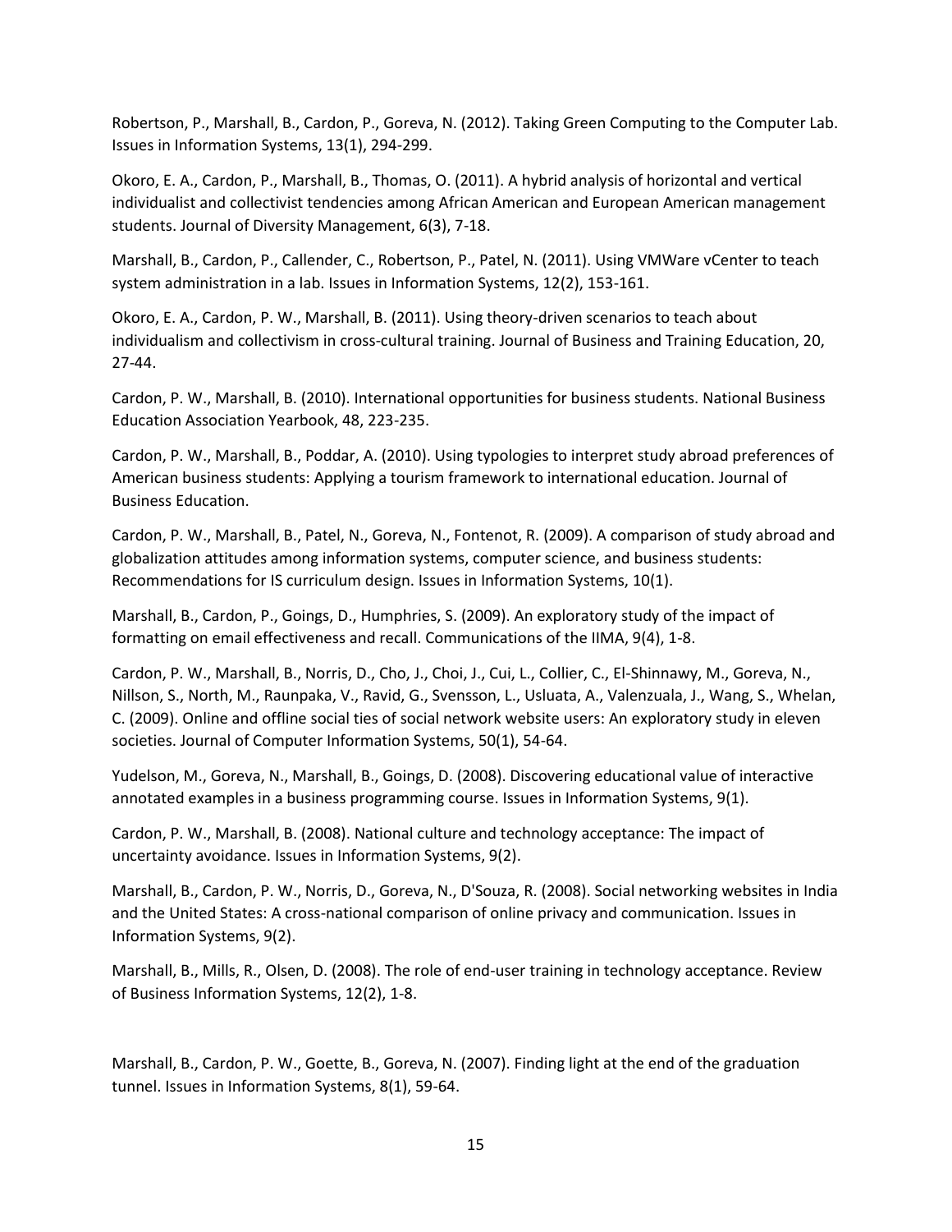Robertson, P., Marshall, B., Cardon, P., Goreva, N. (2012). Taking Green Computing to the Computer Lab. Issues in Information Systems, 13(1), 294-299.

Okoro, E. A., Cardon, P., Marshall, B., Thomas, O. (2011). A hybrid analysis of horizontal and vertical individualist and collectivist tendencies among African American and European American management students. Journal of Diversity Management, 6(3), 7-18.

Marshall, B., Cardon, P., Callender, C., Robertson, P., Patel, N. (2011). Using VMWare vCenter to teach system administration in a lab. Issues in Information Systems, 12(2), 153-161.

Okoro, E. A., Cardon, P. W., Marshall, B. (2011). Using theory-driven scenarios to teach about individualism and collectivism in cross-cultural training. Journal of Business and Training Education, 20, 27-44.

Cardon, P. W., Marshall, B. (2010). International opportunities for business students. National Business Education Association Yearbook, 48, 223-235.

Cardon, P. W., Marshall, B., Poddar, A. (2010). Using typologies to interpret study abroad preferences of American business students: Applying a tourism framework to international education. Journal of Business Education.

Cardon, P. W., Marshall, B., Patel, N., Goreva, N., Fontenot, R. (2009). A comparison of study abroad and globalization attitudes among information systems, computer science, and business students: Recommendations for IS curriculum design. Issues in Information Systems, 10(1).

Marshall, B., Cardon, P., Goings, D., Humphries, S. (2009). An exploratory study of the impact of formatting on email effectiveness and recall. Communications of the IIMA, 9(4), 1-8.

Cardon, P. W., Marshall, B., Norris, D., Cho, J., Choi, J., Cui, L., Collier, C., El-Shinnawy, M., Goreva, N., Nillson, S., North, M., Raunpaka, V., Ravid, G., Svensson, L., Usluata, A., Valenzuala, J., Wang, S., Whelan, C. (2009). Online and offline social ties of social network website users: An exploratory study in eleven societies. Journal of Computer Information Systems, 50(1), 54-64.

Yudelson, M., Goreva, N., Marshall, B., Goings, D. (2008). Discovering educational value of interactive annotated examples in a business programming course. Issues in Information Systems, 9(1).

Cardon, P. W., Marshall, B. (2008). National culture and technology acceptance: The impact of uncertainty avoidance. Issues in Information Systems, 9(2).

Marshall, B., Cardon, P. W., Norris, D., Goreva, N., D'Souza, R. (2008). Social networking websites in India and the United States: A cross-national comparison of online privacy and communication. Issues in Information Systems, 9(2).

Marshall, B., Mills, R., Olsen, D. (2008). The role of end-user training in technology acceptance. Review of Business Information Systems, 12(2), 1-8.

Marshall, B., Cardon, P. W., Goette, B., Goreva, N. (2007). Finding light at the end of the graduation tunnel. Issues in Information Systems, 8(1), 59-64.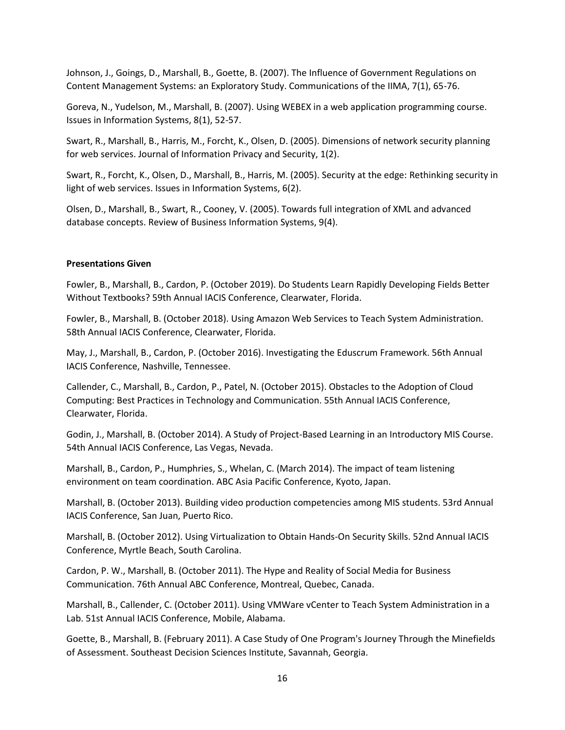Johnson, J., Goings, D., Marshall, B., Goette, B. (2007). The Influence of Government Regulations on Content Management Systems: an Exploratory Study. Communications of the IIMA, 7(1), 65-76.

Goreva, N., Yudelson, M., Marshall, B. (2007). Using WEBEX in a web application programming course. Issues in Information Systems, 8(1), 52-57.

Swart, R., Marshall, B., Harris, M., Forcht, K., Olsen, D. (2005). Dimensions of network security planning for web services. Journal of Information Privacy and Security, 1(2).

Swart, R., Forcht, K., Olsen, D., Marshall, B., Harris, M. (2005). Security at the edge: Rethinking security in light of web services. Issues in Information Systems, 6(2).

Olsen, D., Marshall, B., Swart, R., Cooney, V. (2005). Towards full integration of XML and advanced database concepts. Review of Business Information Systems, 9(4).

**Presentations Given**

Fowler, B., Marshall, B., Cardon, P. (October 2019). Do Students Learn Rapidly Developing Fields Better Without Textbooks? 59th Annual IACIS Conference, Clearwater, Florida.

Fowler, B., Marshall, B. (October 2018). Using Amazon Web Services to Teach System Administration. 58th Annual IACIS Conference, Clearwater, Florida.

May, J., Marshall, B., Cardon, P. (October 2016). Investigating the Eduscrum Framework. 56th Annual IACIS Conference, Nashville, Tennessee.

Callender, C., Marshall, B., Cardon, P., Patel, N. (October 2015). Obstacles to the Adoption of Cloud Computing: Best Practices in Technology and Communication. 55th Annual IACIS Conference, Clearwater, Florida.

Godin, J., Marshall, B. (October 2014). A Study of Project-Based Learning in an Introductory MIS Course. 54th Annual IACIS Conference, Las Vegas, Nevada.

Marshall, B., Cardon, P., Humphries, S., Whelan, C. (March 2014). The impact of team listening environment on team coordination. ABC Asia Pacific Conference, Kyoto, Japan.

Marshall, B. (October 2013). Building video production competencies among MIS students. 53rd Annual IACIS Conference, San Juan, Puerto Rico.

Marshall, B. (October 2012). Using Virtualization to Obtain Hands-On Security Skills. 52nd Annual IACIS Conference, Myrtle Beach, South Carolina.

Cardon, P. W., Marshall, B. (October 2011). The Hype and Reality of Social Media for Business Communication. 76th Annual ABC Conference, Montreal, Quebec, Canada.

Marshall, B., Callender, C. (October 2011). Using VMWare vCenter to Teach System Administration in a Lab. 51st Annual IACIS Conference, Mobile, Alabama.

Goette, B., Marshall, B. (February 2011). A Case Study of One Program's Journey Through the Minefields of Assessment. Southeast Decision Sciences Institute, Savannah, Georgia.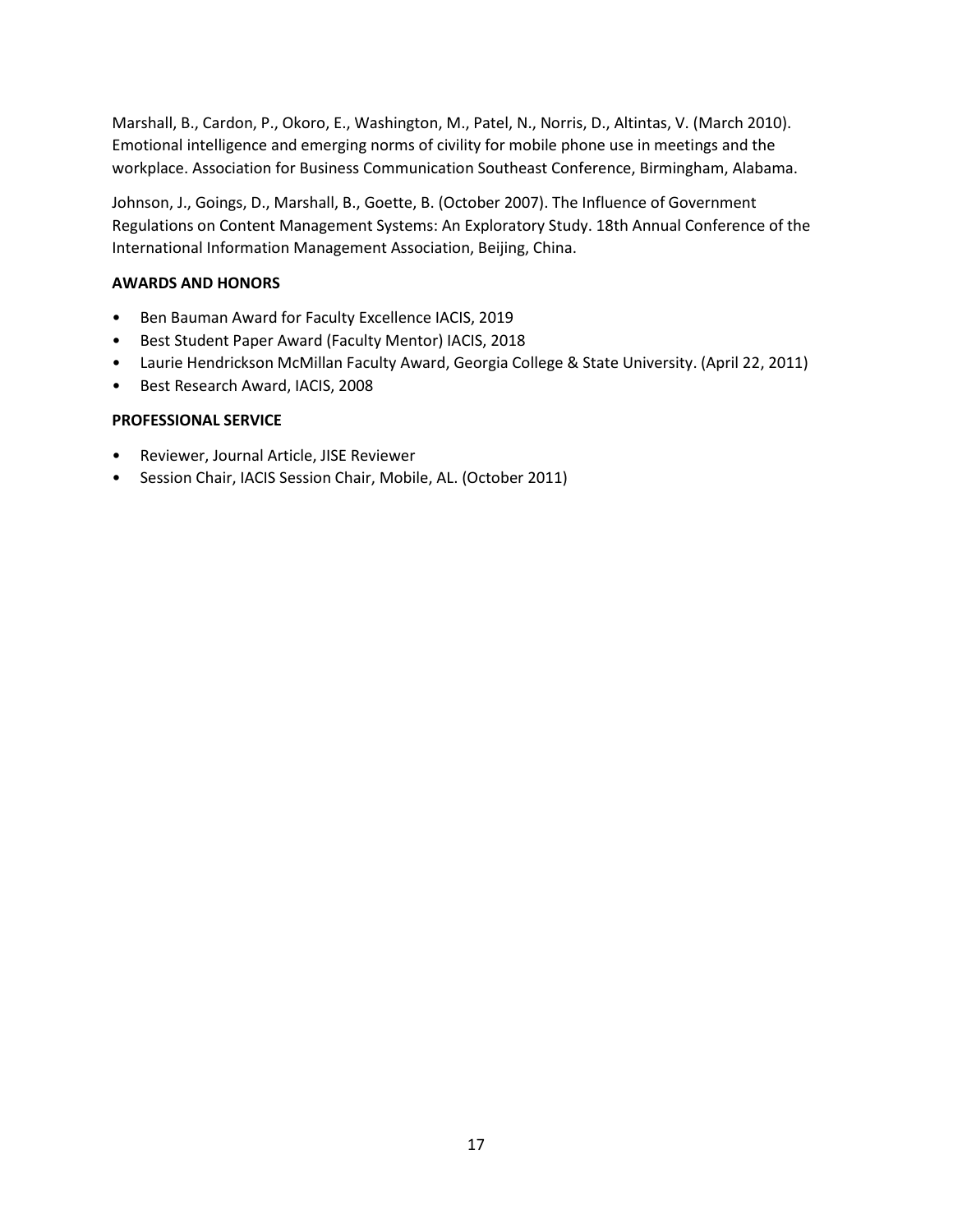Marshall, B., Cardon, P., Okoro, E., Washington, M., Patel, N., Norris, D., Altintas, V. (March 2010). Emotional intelligence and emerging norms of civility for mobile phone use in meetings and the workplace. Association for Business Communication Southeast Conference, Birmingham, Alabama.

Johnson, J., Goings, D., Marshall, B., Goette, B. (October 2007). The Influence of Government Regulations on Content Management Systems: An Exploratory Study. 18th Annual Conference of the International Information Management Association, Beijing, China.

**AWARDS AND HONORS**

- Ben Bauman Award for Faculty Excellence IACIS, 2019
- Best Student Paper Award (Faculty Mentor) IACIS, 2018
- Laurie Hendrickson McMillan Faculty Award, Georgia College & State University. (April 22, 2011)
- Best Research Award, IACIS, 2008

**PROFESSIONAL SERVICE**

- Reviewer, Journal Article, JISE Reviewer
- Session Chair, IACIS Session Chair, Mobile, AL. (October 2011)